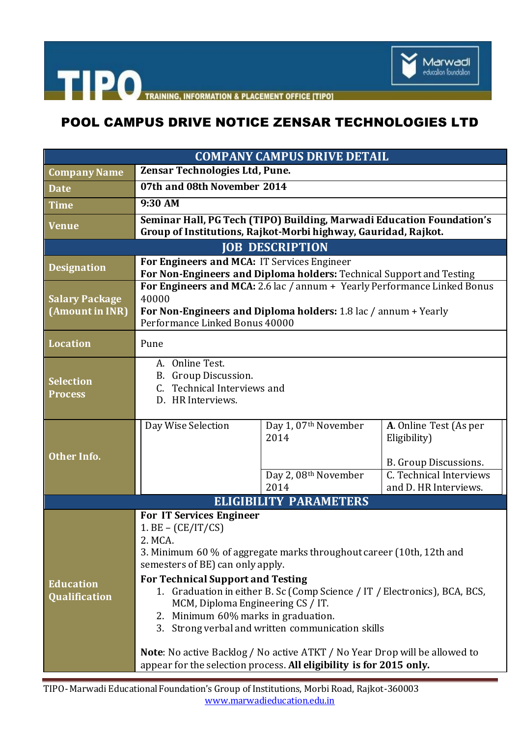**TIPO** TRAINING, INFORMATION & PLACEMENT OFFICE [TIPO]

Marwadi education foundation

# POOL CAMPUS DRIVE NOTICE ZENSAR TECHNOLOGIES LTD

| COMPANY CAMPUS DRIVE DETAIL | | | |
|---|---|---|---|
| **Company Name** | **Zensar Technologies Ltd, Pune.** | | |
| **Date** | **07th and 08th November 2014** | | |
| **Time** | **9:30 AM** | | |
| **Venue** | **Seminar Hall, PG Tech (TIPO) Building, Marwadi Education Foundation's Group of Institutions, Rajkot-Morbi highway, Gauridad, Rajkot.** | | |
| **JOB DESCRIPTION** | | | |
| **Designation** | **For Engineers and MCA:** IT Services Engineer<br>**For Non-Engineers and Diploma holders:** Technical Support and Testing | | |
| **Salary Package (Amount in INR)** | **For Engineers and MCA:** 2.6 lac / annum + Yearly Performance Linked Bonus 40000<br>**For Non-Engineers and Diploma holders:** 1.8 lac / annum + Yearly Performance Linked Bonus 40000 | | |
| **Location** | Pune | | |
| **Selection Process** | A. Online Test.<br>B. Group Discussion.<br>C. Technical Interviews and<br>D. HR Interviews. | | |
| **Other Info.** | Day Wise Selection | Day 1, 07th November 2014 | **A**. Online Test (As per Eligibility)<br><br>B. Group Discussions. |
| | | Day 2, 08th November 2014 | C. Technical Interviews and D. HR Interviews. |
| **ELIGIBILITY PARAMETERS** | | | |
| **Education Qualification** | **For IT Services Engineer**<br>1. BE – (CE/IT/CS)<br>2. MCA.<br>3. Minimum 60 % of aggregate marks throughout career (10th, 12th and semesters of BE) can only apply.<br>**For Technical Support and Testing**<br>1. Graduation in either B. Sc (Comp Science / IT / Electronics), BCA, BCS, MCM, Diploma Engineering CS / IT.<br>2. Minimum 60% marks in graduation.<br>3. Strong verbal and written communication skills<br><br>**Note**: No active Backlog / No active ATKT / No Year Drop will be allowed to appear for the selection process. **All eligibility is for 2015 only.** | | |

TIPO- Marwadi Educational Foundation's Group of Institutions, Morbi Road, Rajkot-360003
www.marwadieducation.edu.in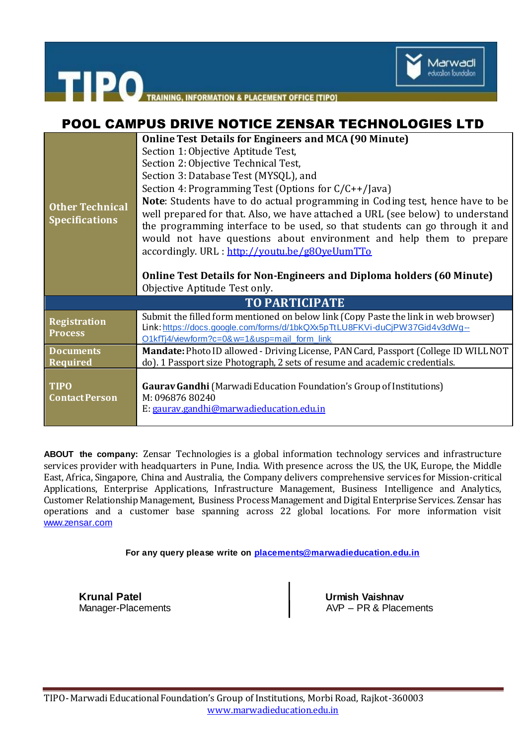# POOL CAMPUS DRIVE NOTICE ZENSAR TECHNOLOGIES LTD

| | |
|---|---|
| **Other Technical Specifications** | **Online Test Details for Engineers and MCA (90 Minute)**<br>Section 1: Objective Aptitude Test,<br>Section 2: Objective Technical Test,<br>Section 3: Database Test (MYSQL), and<br>Section 4: Programming Test (Options for C/C++/Java)<br>**Note**: Students have to do actual programming in Coding test, hence have to be well prepared for that. Also, we have attached a URL (see below) to understand the programming interface to be used, so that students can go through it and would not have questions about environment and help them to prepare accordingly. URL : http://youtu.be/g8OyeUumTTo<br><br>**Online Test Details for Non-Engineers and Diploma holders (60 Minute)**<br>Objective Aptitude Test only. |
| **TO PARTICIPATE** | |
| **Registration Process** | Submit the filled form mentioned on below link (Copy Paste the link in web browser)<br>Link: https://docs.google.com/forms/d/1bkQXx5pTtLU8FKVi-duCjPW37Gid4v3dWg--O1kfTj4/viewform?c=0&w=1&usp=mail_form_link |
| **Documents Required** | **Mandate:** Photo ID allowed - Driving License, PAN Card, Passport (College ID WILL NOT do). 1 Passport size Photograph, 2 sets of resume and academic credentials. |
| **TIPO Contact Person** | **Gaurav Gandhi** (Marwadi Education Foundation's Group of Institutions)<br>M: 096876 80240<br>E: gaurav.gandhi@marwadieducation.edu.in |

**ABOUT the company:** Zensar Technologies is a global information technology services and infrastructure services provider with headquarters in Pune, India. With presence across the US, the UK, Europe, the Middle East, Africa, Singapore, China and Australia, the Company delivers comprehensive services for Mission-critical Applications, Enterprise Applications, Infrastructure Management, Business Intelligence and Analytics, Customer Relationship Management, Business Process Management and Digital Enterprise Services. Zensar has operations and a customer base spanning across 22 global locations. For more information visit www.zensar.com

**For any query please write on placements@marwadieducation.edu.in**

**Krunal Patel**
Manager-Placements

**Urmish Vaishnav**
AVP – PR & Placements

TIPO- Marwadi Educational Foundation's Group of Institutions, Morbi Road, Rajkot-360003
www.marwadieducation.edu.in